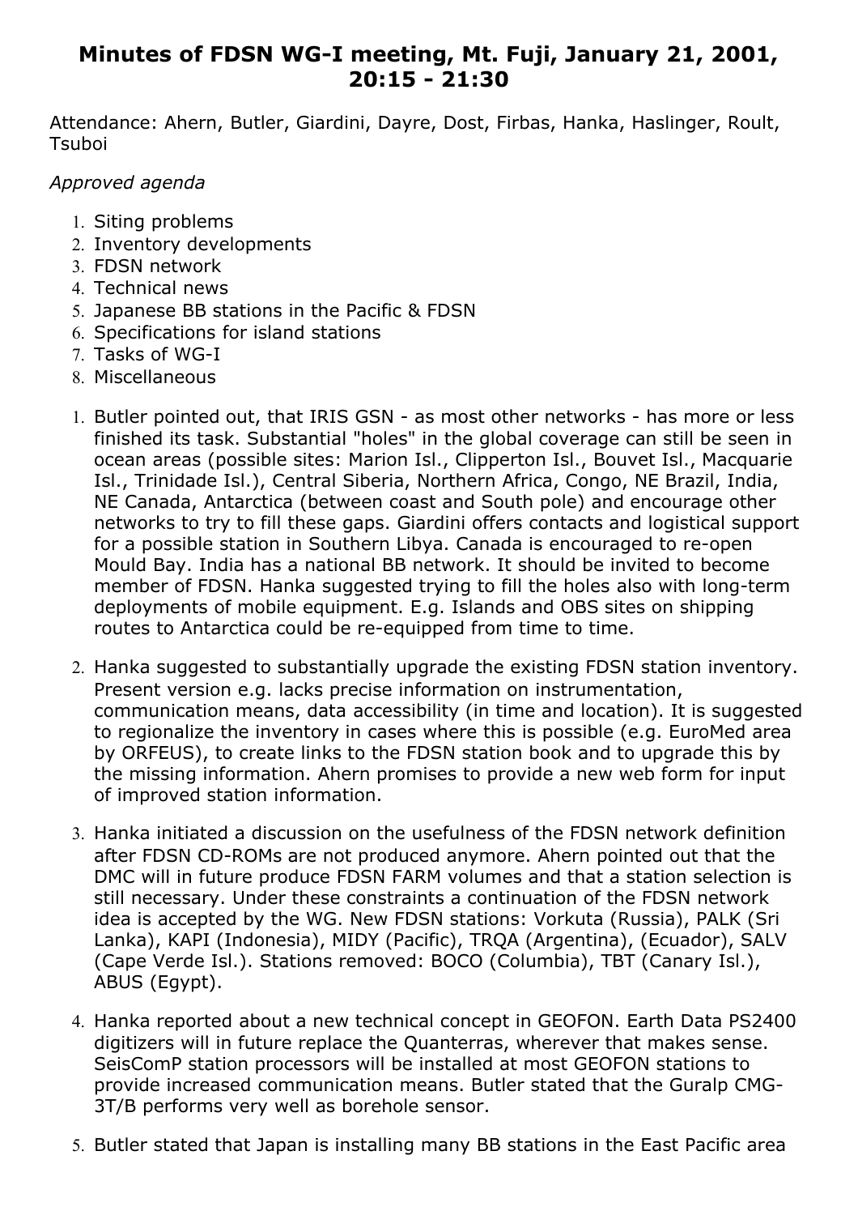# Minutes of FDSN WG-I meeting, Mt. Fuji, January 21, 2001, 20:15 - 21:30

Attendance: Ahern, Butler, Giardini, Dayre, Dost, Firbas, Hanka, Haslinger, Roult, Tsuboi

*Approved agenda*

1. Siting problems
2. Inventory developments
3. FDSN network
4. Technical news
5. Japanese BB stations in the Pacific & FDSN
6. Specifications for island stations
7. Tasks of WG-I
8. Miscellaneous

1. Butler pointed out, that IRIS GSN - as most other networks - has more or less finished its task. Substantial "holes" in the global coverage can still be seen in ocean areas (possible sites: Marion Isl., Clipperton Isl., Bouvet Isl., Macquarie Isl., Trinidade Isl.), Central Siberia, Northern Africa, Congo, NE Brazil, India, NE Canada, Antarctica (between coast and South pole) and encourage other networks to try to fill these gaps. Giardini offers contacts and logistical support for a possible station in Southern Libya. Canada is encouraged to re-open Mould Bay. India has a national BB network. It should be invited to become member of FDSN. Hanka suggested trying to fill the holes also with long-term deployments of mobile equipment. E.g. Islands and OBS sites on shipping routes to Antarctica could be re-equipped from time to time.

2. Hanka suggested to substantially upgrade the existing FDSN station inventory. Present version e.g. lacks precise information on instrumentation, communication means, data accessibility (in time and location). It is suggested to regionalize the inventory in cases where this is possible (e.g. EuroMed area by ORFEUS), to create links to the FDSN station book and to upgrade this by the missing information. Ahern promises to provide a new web form for input of improved station information.

3. Hanka initiated a discussion on the usefulness of the FDSN network definition after FDSN CD-ROMs are not produced anymore. Ahern pointed out that the DMC will in future produce FDSN FARM volumes and that a station selection is still necessary. Under these constraints a continuation of the FDSN network idea is accepted by the WG. New FDSN stations: Vorkuta (Russia), PALK (Sri Lanka), KAPI (Indonesia), MIDY (Pacific), TRQA (Argentina), (Ecuador), SALV (Cape Verde Isl.). Stations removed: BOCO (Columbia), TBT (Canary Isl.), ABUS (Egypt).

4. Hanka reported about a new technical concept in GEOFON. Earth Data PS2400 digitizers will in future replace the Quanterras, wherever that makes sense. SeisComP station processors will be installed at most GEOFON stations to provide increased communication means. Butler stated that the Guralp CMG-3T/B performs very well as borehole sensor.

5. Butler stated that Japan is installing many BB stations in the East Pacific area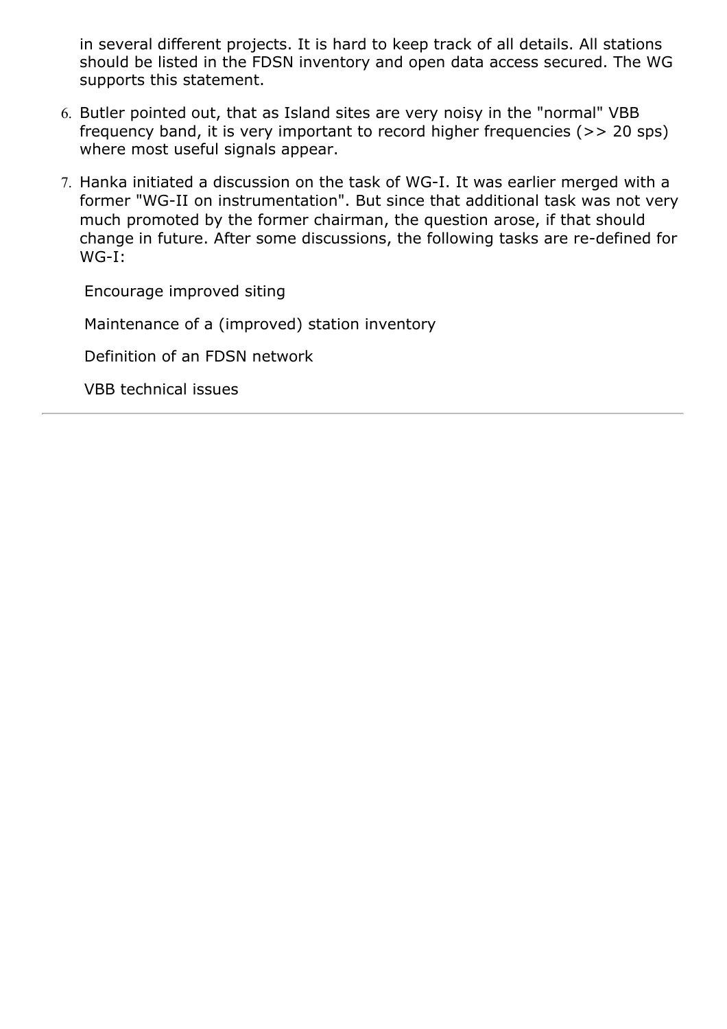in several different projects. It is hard to keep track of all details. All stations should be listed in the FDSN inventory and open data access secured. The WG supports this statement.

6. Butler pointed out, that as Island sites are very noisy in the "normal" VBB frequency band, it is very important to record higher frequencies (>> 20 sps) where most useful signals appear.
7. Hanka initiated a discussion on the task of WG-I. It was earlier merged with a former "WG-II on instrumentation". But since that additional task was not very much promoted by the former chairman, the question arose, if that should change in future. After some discussions, the following tasks are re-defined for WG-I:

   Encourage improved siting

   Maintenance of a (improved) station inventory

   Definition of an FDSN network

   VBB technical issues

---